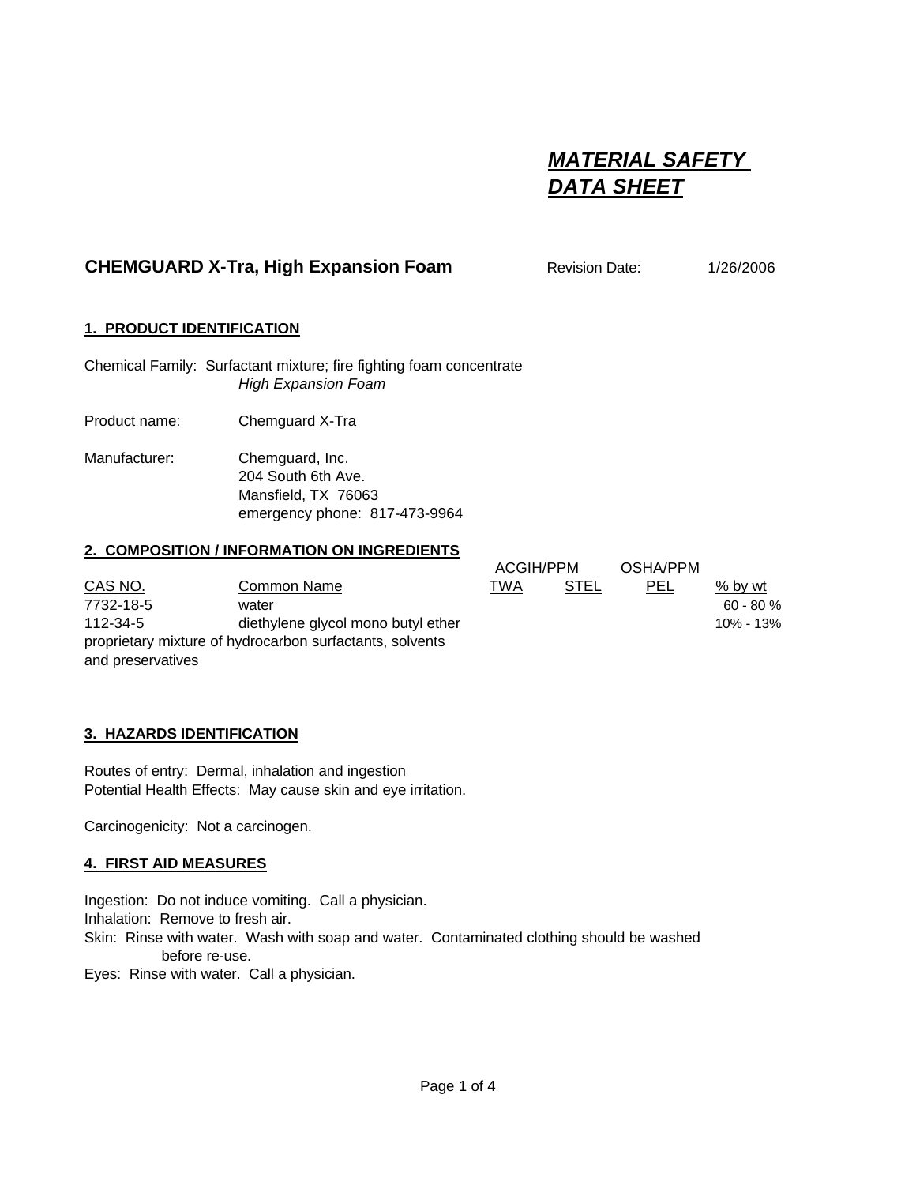# ***MATERIAL SAFETY DATA SHEET***

**CHEMGUARD X-Tra, High Expansion Foam** Revision Date: 1/26/2006

## 1. PRODUCT IDENTIFICATION

Chemical Family: Surfactant mixture; fire fighting foam concentrate
*High Expansion Foam*

Product name: Chemguard X-Tra

Manufacturer: Chemguard, Inc.
204 South 6th Ave.
Mansfield, TX 76063
emergency phone: 817-473-9964

## 2. COMPOSITION / INFORMATION ON INGREDIENTS

| | | ACGIH/PPM | | OSHA/PPM | |
|---|---|---|---|---|---|
| CAS NO. | Common Name | TWA | STEL | PEL | % by wt |
| 7732-18-5 | water | | | | 60 - 80 % |
| 112-34-5 | diethylene glycol mono butyl ether | | | | 10% - 13% |
| proprietary mixture of hydrocarbon surfactants, solvents and preservatives | | | | | |

## 3. HAZARDS IDENTIFICATION

Routes of entry: Dermal, inhalation and ingestion
Potential Health Effects: May cause skin and eye irritation.

Carcinogenicity: Not a carcinogen.

## 4. FIRST AID MEASURES

Ingestion: Do not induce vomiting. Call a physician.
Inhalation: Remove to fresh air.
Skin: Rinse with water. Wash with soap and water. Contaminated clothing should be washed before re-use.
Eyes: Rinse with water. Call a physician.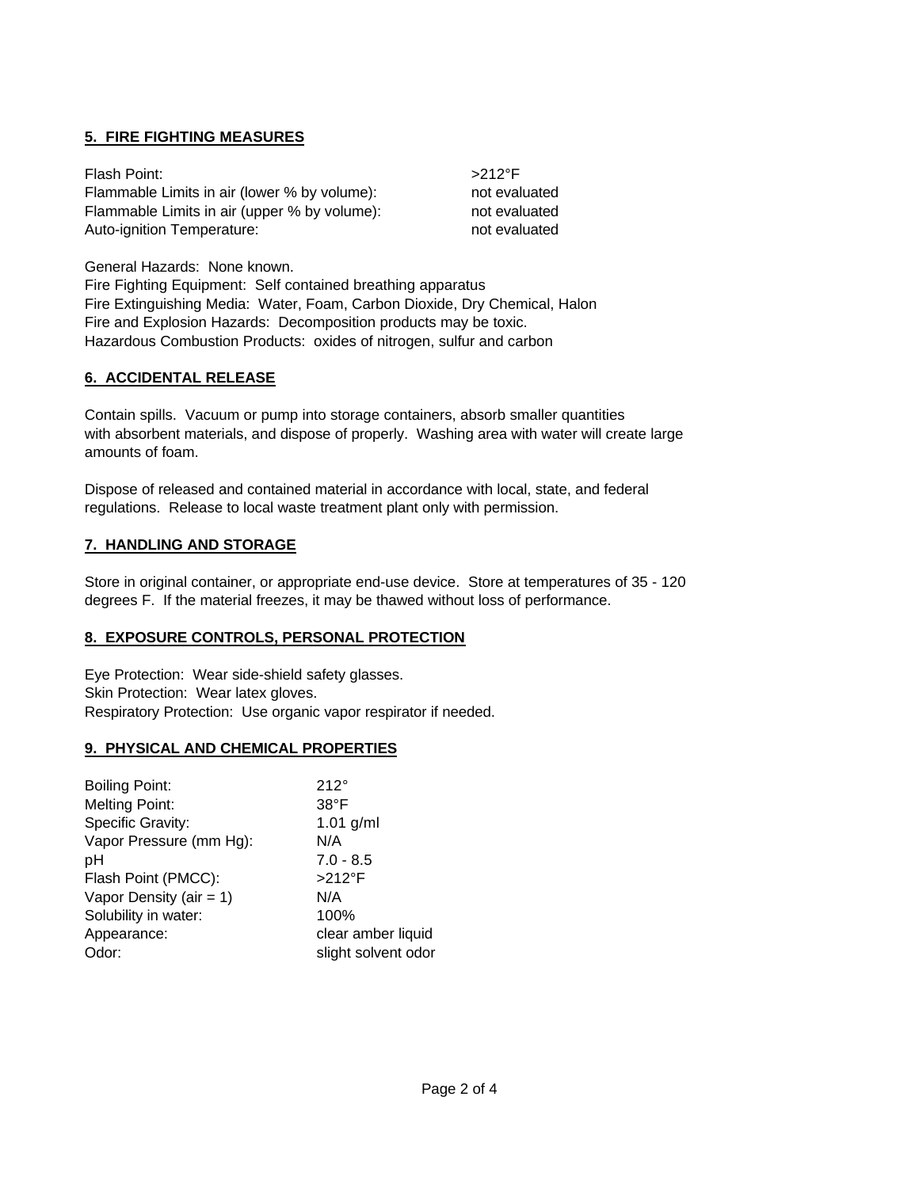## 5. FIRE FIGHTING MEASURES

| | |
|---|---|
| Flash Point: | >212°F |
| Flammable Limits in air (lower % by volume): | not evaluated |
| Flammable Limits in air (upper % by volume): | not evaluated |
| Auto-ignition Temperature: | not evaluated |

General Hazards: None known.
Fire Fighting Equipment: Self contained breathing apparatus
Fire Extinguishing Media: Water, Foam, Carbon Dioxide, Dry Chemical, Halon
Fire and Explosion Hazards: Decomposition products may be toxic.
Hazardous Combustion Products: oxides of nitrogen, sulfur and carbon

## 6. ACCIDENTAL RELEASE

Contain spills. Vacuum or pump into storage containers, absorb smaller quantities with absorbent materials, and dispose of properly. Washing area with water will create large amounts of foam.

Dispose of released and contained material in accordance with local, state, and federal regulations. Release to local waste treatment plant only with permission.

## 7. HANDLING AND STORAGE

Store in original container, or appropriate end-use device. Store at temperatures of 35 - 120 degrees F. If the material freezes, it may be thawed without loss of performance.

## 8. EXPOSURE CONTROLS, PERSONAL PROTECTION

Eye Protection: Wear side-shield safety glasses.
Skin Protection: Wear latex gloves.
Respiratory Protection: Use organic vapor respirator if needed.

## 9. PHYSICAL AND CHEMICAL PROPERTIES

| | |
|---|---|
| Boiling Point: | 212° |
| Melting Point: | 38°F |
| Specific Gravity: | 1.01 g/ml |
| Vapor Pressure (mm Hg): | N/A |
| pH | 7.0 - 8.5 |
| Flash Point (PMCC): | >212°F |
| Vapor Density (air = 1) | N/A |
| Solubility in water: | 100% |
| Appearance: | clear amber liquid |
| Odor: | slight solvent odor |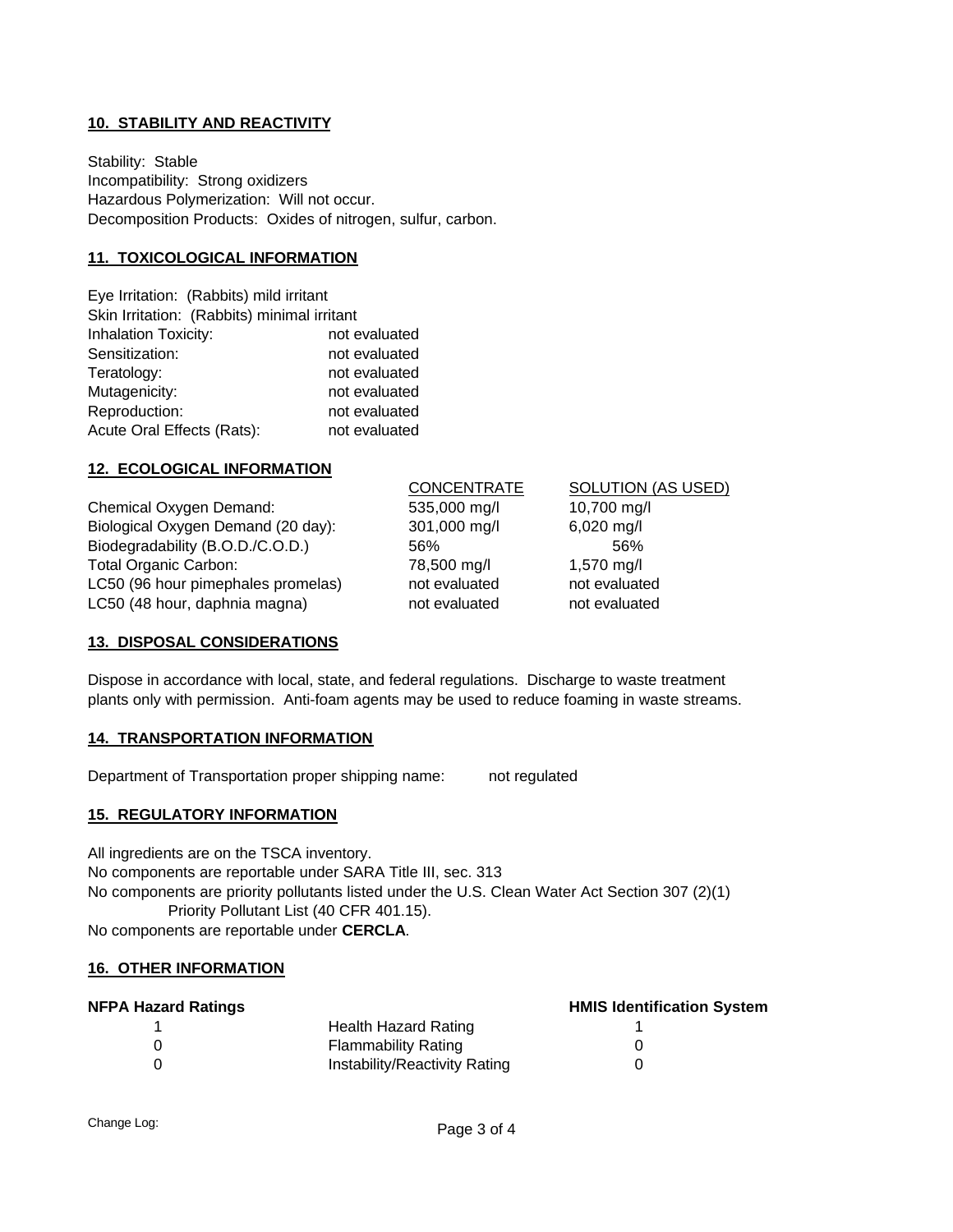## 10. STABILITY AND REACTIVITY

Stability: Stable
Incompatibility: Strong oxidizers
Hazardous Polymerization: Will not occur.
Decomposition Products: Oxides of nitrogen, sulfur, carbon.

## 11. TOXICOLOGICAL INFORMATION

Eye Irritation: (Rabbits) mild irritant
Skin Irritation: (Rabbits) minimal irritant

| | |
|---|---|
| Inhalation Toxicity: | not evaluated |
| Sensitization: | not evaluated |
| Teratology: | not evaluated |
| Mutagenicity: | not evaluated |
| Reproduction: | not evaluated |
| Acute Oral Effects (Rats): | not evaluated |

## 12. ECOLOGICAL INFORMATION

| | CONCENTRATE | SOLUTION (AS USED) |
|---|---|---|
| Chemical Oxygen Demand: | 535,000 mg/l | 10,700 mg/l |
| Biological Oxygen Demand (20 day): | 301,000 mg/l | 6,020 mg/l |
| Biodegradability (B.O.D./C.O.D.) | 56% | 56% |
| Total Organic Carbon: | 78,500 mg/l | 1,570 mg/l |
| LC50 (96 hour pimephales promelas) | not evaluated | not evaluated |
| LC50 (48 hour, daphnia magna) | not evaluated | not evaluated |

## 13. DISPOSAL CONSIDERATIONS

Dispose in accordance with local, state, and federal regulations. Discharge to waste treatment plants only with permission. Anti-foam agents may be used to reduce foaming in waste streams.

## 14. TRANSPORTATION INFORMATION

Department of Transportation proper shipping name: not regulated

## 15. REGULATORY INFORMATION

All ingredients are on the TSCA inventory.
No components are reportable under SARA Title III, sec. 313
No components are priority pollutants listed under the U.S. Clean Water Act Section 307 (2)(1) Priority Pollutant List (40 CFR 401.15).
No components are reportable under **CERCLA**.

## 16. OTHER INFORMATION

| NFPA Hazard Ratings | | HMIS Identification System |
|---|---|---|
| 1 | Health Hazard Rating | 1 |
| 0 | Flammability Rating | 0 |
| 0 | Instability/Reactivity Rating | 0 |

Change Log: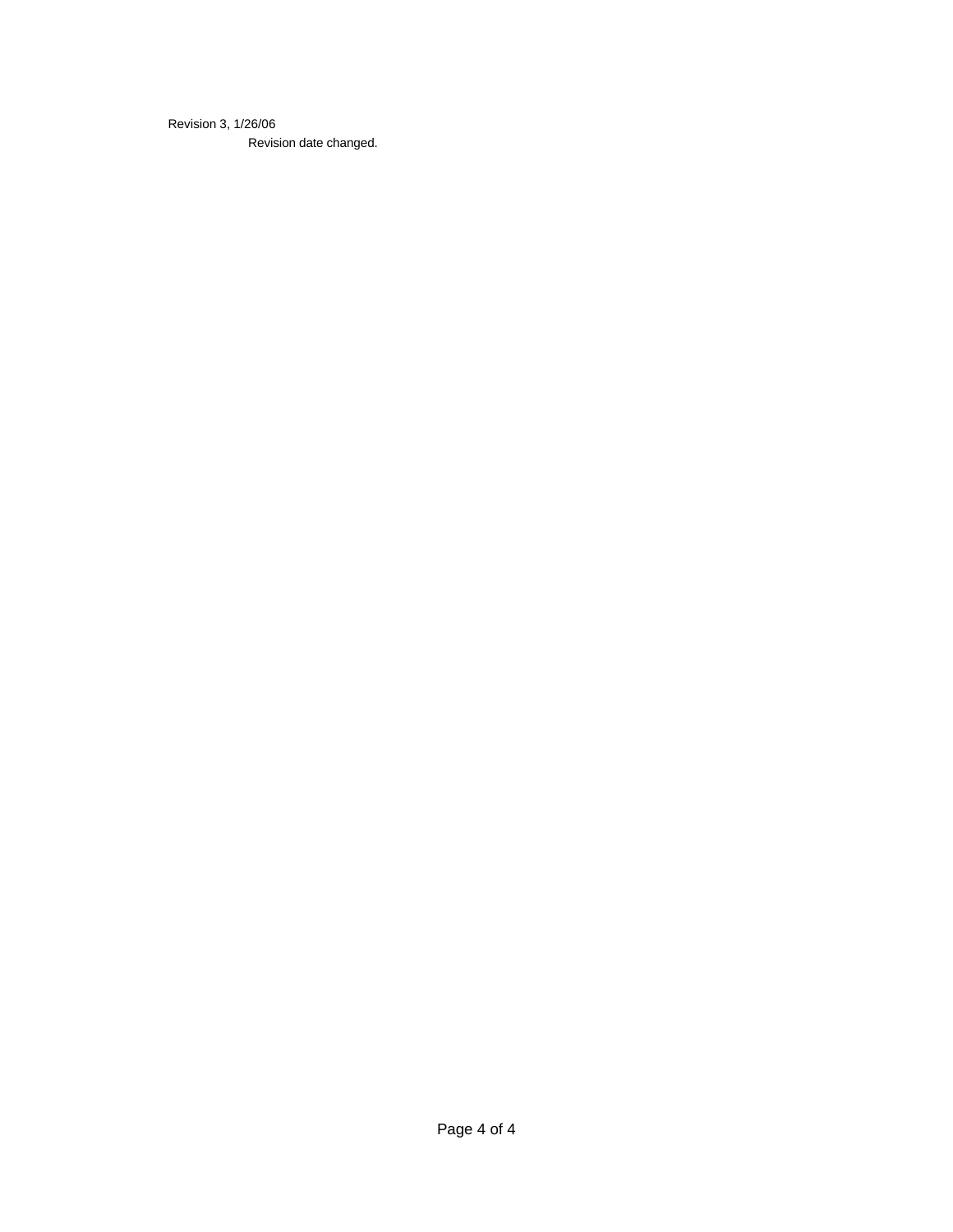Revision 3, 1/26/06

Revision date changed.